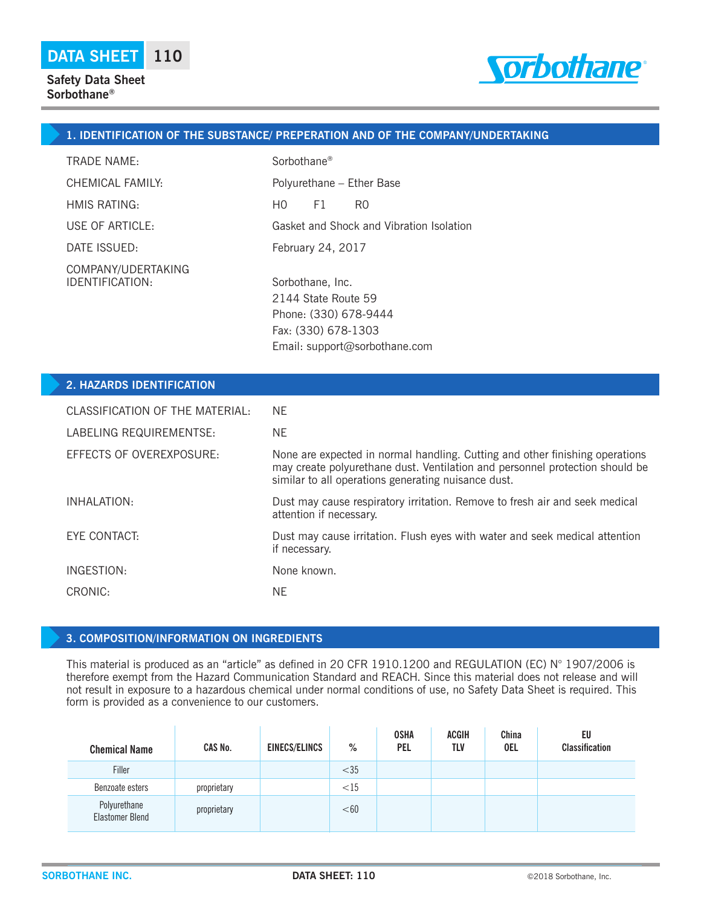DATA SHEET 110

**Safety Data Sheet**
**Sorbothane®**

## 1. IDENTIFICATION OF THE SUBSTANCE/ PREPERATION AND OF THE COMPANY/UNDERTAKING

TRADE NAME: Sorbothane®

CHEMICAL FAMILY: Polyurethane – Ether Base

HMIS RATING: H0 F1 R0

USE OF ARTICLE: Gasket and Shock and Vibration Isolation

DATE ISSUED: February 24, 2017

COMPANY/UDERTAKING IDENTIFICATION:
Sorbothane, Inc.
2144 State Route 59
Phone: (330) 678-9444
Fax: (330) 678-1303
Email: support@sorbothane.com

## 2. HAZARDS IDENTIFICATION

CLASSIFICATION OF THE MATERIAL: NE

LABELING REQUIREMENTSE: NE

EFFECTS OF OVEREXPOSURE: None are expected in normal handling. Cutting and other finishing operations may create polyurethane dust. Ventilation and personnel protection should be similar to all operations generating nuisance dust.

INHALATION: Dust may cause respiratory irritation. Remove to fresh air and seek medical attention if necessary.

EYE CONTACT: Dust may cause irritation. Flush eyes with water and seek medical attention if necessary.

INGESTION: None known.

CRONIC: NE

## 3. COMPOSITION/INFORMATION ON INGREDIENTS

This material is produced as an “article” as defined in 20 CFR 1910.1200 and REGULATION (EC) N° 1907/2006 is therefore exempt from the Hazard Communication Standard and REACH. Since this material does not release and will not result in exposure to a hazardous chemical under normal conditions of use, no Safety Data Sheet is required. This form is provided as a convenience to our customers.

| Chemical Name | CAS No. | EINECS/ELINCS | % | OSHA PEL | ACGIH TLV | China OEL | EU Classification |
|---|---|---|---|---|---|---|---|
| Filler | | | <35 | | | | |
| Benzoate esters | proprietary | | <15 | | | | |
| Polyurethane Elastomer Blend | proprietary | | <60 | | | | |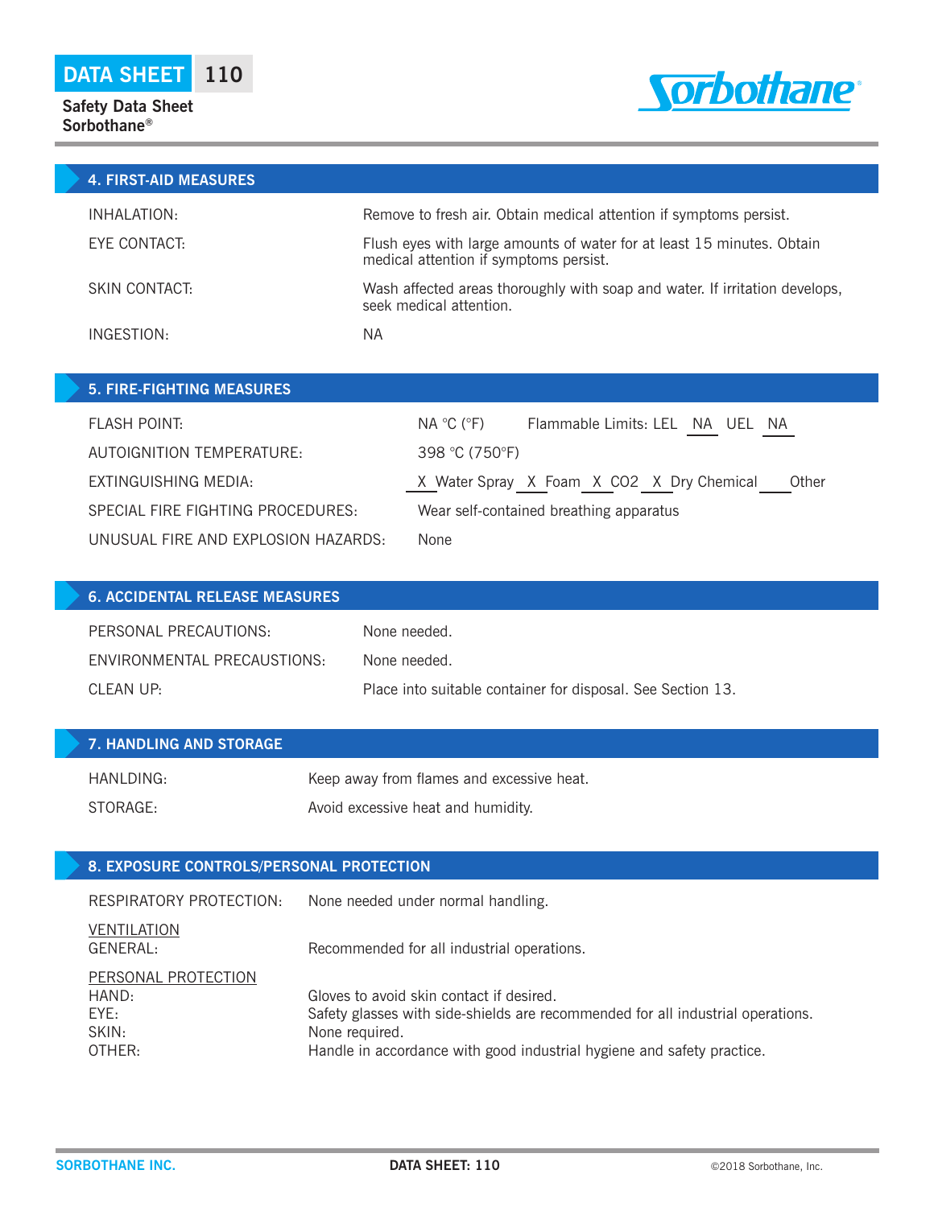## 4. FIRST-AID MEASURES

| | |
|---|---|
| INHALATION: | Remove to fresh air. Obtain medical attention if symptoms persist. |
| EYE CONTACT: | Flush eyes with large amounts of water for at least 15 minutes. Obtain medical attention if symptoms persist. |
| SKIN CONTACT: | Wash affected areas thoroughly with soap and water. If irritation develops, seek medical attention. |
| INGESTION: | NA |

## 5. FIRE-FIGHTING MEASURES

| | |
|---|---|
| FLASH POINT: | NA °C (°F) Flammable Limits: LEL NA UEL NA |
| AUTOIGNITION TEMPERATURE: | 398 °C (750°F) |
| EXTINGUISHING MEDIA: | X Water Spray X Foam X $CO_2$ X Dry Chemical ___ Other |
| SPECIAL FIRE FIGHTING PROCEDURES: | Wear self-contained breathing apparatus |
| UNUSUAL FIRE AND EXPLOSION HAZARDS: | None |

## 6. ACCIDENTAL RELEASE MEASURES

| | |
|---|---|
| PERSONAL PRECAUTIONS: | None needed. |
| ENVIRONMENTAL PRECAUSTIONS: | None needed. |
| CLEAN UP: | Place into suitable container for disposal. See Section 13. |

## 7. HANDLING AND STORAGE

| | |
|---|---|
| HANLDING: | Keep away from flames and excessive heat. |
| STORAGE: | Avoid excessive heat and humidity. |

## 8. EXPOSURE CONTROLS/PERSONAL PROTECTION

RESPIRATORY PROTECTION: None needed under normal handling.

VENTILATION

GENERAL: Recommended for all industrial operations.

PERSONAL PROTECTION

HAND: Gloves to avoid skin contact if desired.

EYE: Safety glasses with side-shields are recommended for all industrial operations.

SKIN: None required.

OTHER: Handle in accordance with good industrial hygiene and safety practice.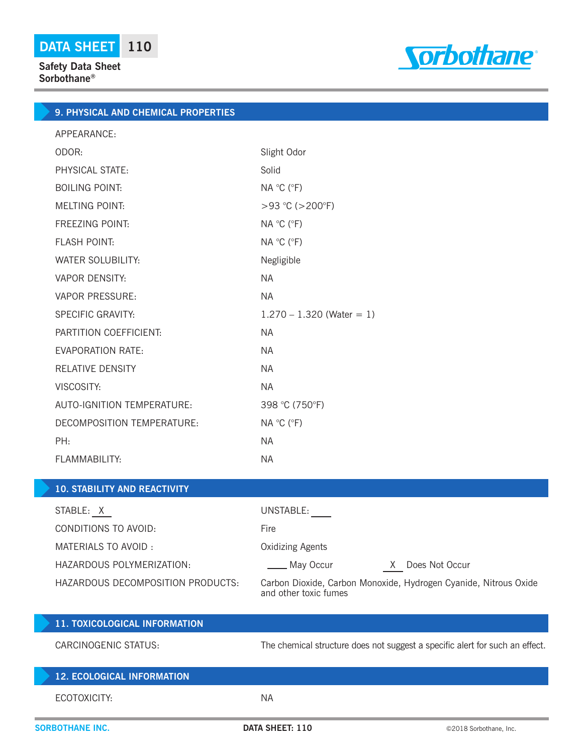## 9. PHYSICAL AND CHEMICAL PROPERTIES

| | |
|---|---|
| APPEARANCE: | |
| ODOR: | Slight Odor |
| PHYSICAL STATE: | Solid |
| BOILING POINT: | NA °C (°F) |
| MELTING POINT: | >93 °C (>200°F) |
| FREEZING POINT: | NA °C (°F) |
| FLASH POINT: | NA °C (°F) |
| WATER SOLUBILITY: | Negligible |
| VAPOR DENSITY: | NA |
| VAPOR PRESSURE: | NA |
| SPECIFIC GRAVITY: | 1.270 – 1.320 (Water = 1) |
| PARTITION COEFFICIENT: | NA |
| EVAPORATION RATE: | NA |
| RELATIVE DENSITY | NA |
| VISCOSITY: | NA |
| AUTO-IGNITION TEMPERATURE: | 398 °C (750°F) |
| DECOMPOSITION TEMPERATURE: | NA °C (°F) |
| PH: | NA |
| FLAMMABILITY: | NA |

## 10. STABILITY AND REACTIVITY

| | |
|---|---|
| STABLE: X | UNSTABLE: ___ |
| CONDITIONS TO AVOID: | Fire |
| MATERIALS TO AVOID : | Oxidizing Agents |
| HAZARDOUS POLYMERIZATION: | ___ May Occur &nbsp;&nbsp; X Does Not Occur |
| HAZARDOUS DECOMPOSITION PRODUCTS: | Carbon Dioxide, Carbon Monoxide, Hydrogen Cyanide, Nitrous Oxide and other toxic fumes |

## 11. TOXICOLOGICAL INFORMATION

| | |
|---|---|
| CARCINOGENIC STATUS: | The chemical structure does not suggest a specific alert for such an effect. |

## 12. ECOLOGICAL INFORMATION

| | |
|---|---|
| ECOTOXICITY: | NA |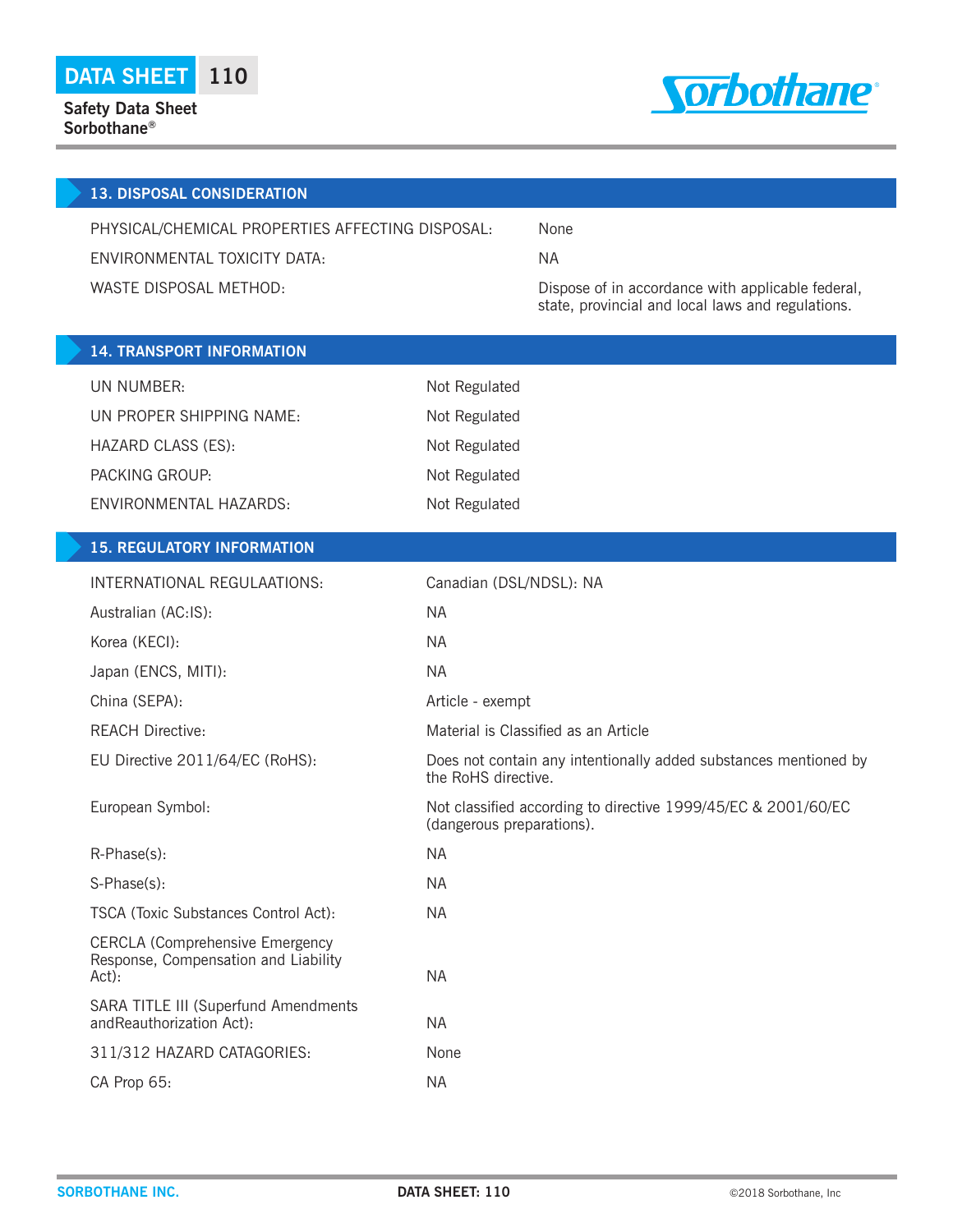## 13. DISPOSAL CONSIDERATION

| | |
|---|---|
| PHYSICAL/CHEMICAL PROPERTIES AFFECTING DISPOSAL: | None |
| ENVIRONMENTAL TOXICITY DATA: | NA |
| WASTE DISPOSAL METHOD: | Dispose of in accordance with applicable federal, state, provincial and local laws and regulations. |

## 14. TRANSPORT INFORMATION

| | |
|---|---|
| UN NUMBER: | Not Regulated |
| UN PROPER SHIPPING NAME: | Not Regulated |
| HAZARD CLASS (ES): | Not Regulated |
| PACKING GROUP: | Not Regulated |
| ENVIRONMENTAL HAZARDS: | Not Regulated |

## 15. REGULATORY INFORMATION

| | |
|---|---|
| INTERNATIONAL REGULAATIONS: | Canadian (DSL/NDSL): NA |
| Australian (AC:IS): | NA |
| Korea (KECI): | NA |
| Japan (ENCS, MITI): | NA |
| China (SEPA): | Article - exempt |
| REACH Directive: | Material is Classified as an Article |
| EU Directive 2011/64/EC (RoHS): | Does not contain any intentionally added substances mentioned by the RoHS directive. |
| European Symbol: | Not classified according to directive 1999/45/EC & 2001/60/EC (dangerous preparations). |
| R-Phase(s): | NA |
| S-Phase(s): | NA |
| TSCA (Toxic Substances Control Act): | NA |
| CERCLA (Comprehensive Emergency Response, Compensation and Liability Act): | NA |
| SARA TITLE III (Superfund Amendments andReauthorization Act): | NA |
| 311/312 HAZARD CATAGORIES: | None |
| CA Prop 65: | NA |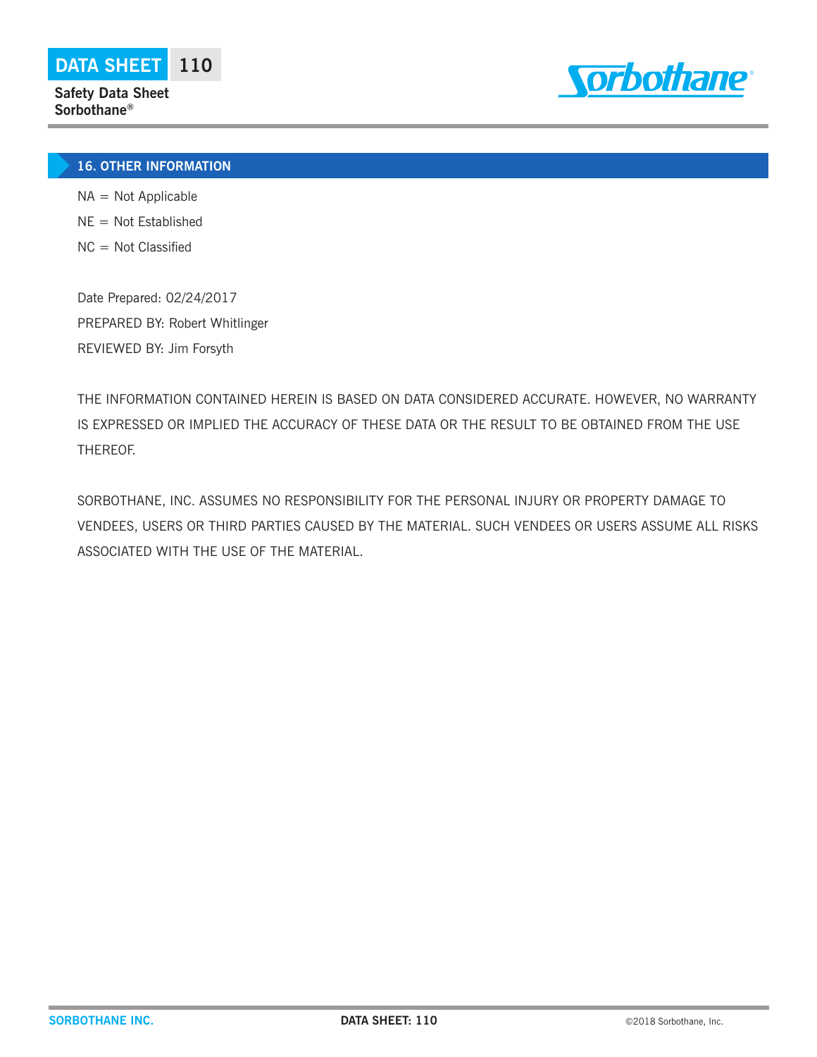## 16. OTHER INFORMATION

NA = Not Applicable

NE = Not Established

NC = Not Classified

Date Prepared: 02/24/2017

PREPARED BY: Robert Whitlinger

REVIEWED BY: Jim Forsyth

THE INFORMATION CONTAINED HEREIN IS BASED ON DATA CONSIDERED ACCURATE. HOWEVER, NO WARRANTY IS EXPRESSED OR IMPLIED THE ACCURACY OF THESE DATA OR THE RESULT TO BE OBTAINED FROM THE USE THEREOF.

SORBOTHANE, INC. ASSUMES NO RESPONSIBILITY FOR THE PERSONAL INJURY OR PROPERTY DAMAGE TO VENDEES, USERS OR THIRD PARTIES CAUSED BY THE MATERIAL. SUCH VENDEES OR USERS ASSUME ALL RISKS ASSOCIATED WITH THE USE OF THE MATERIAL.